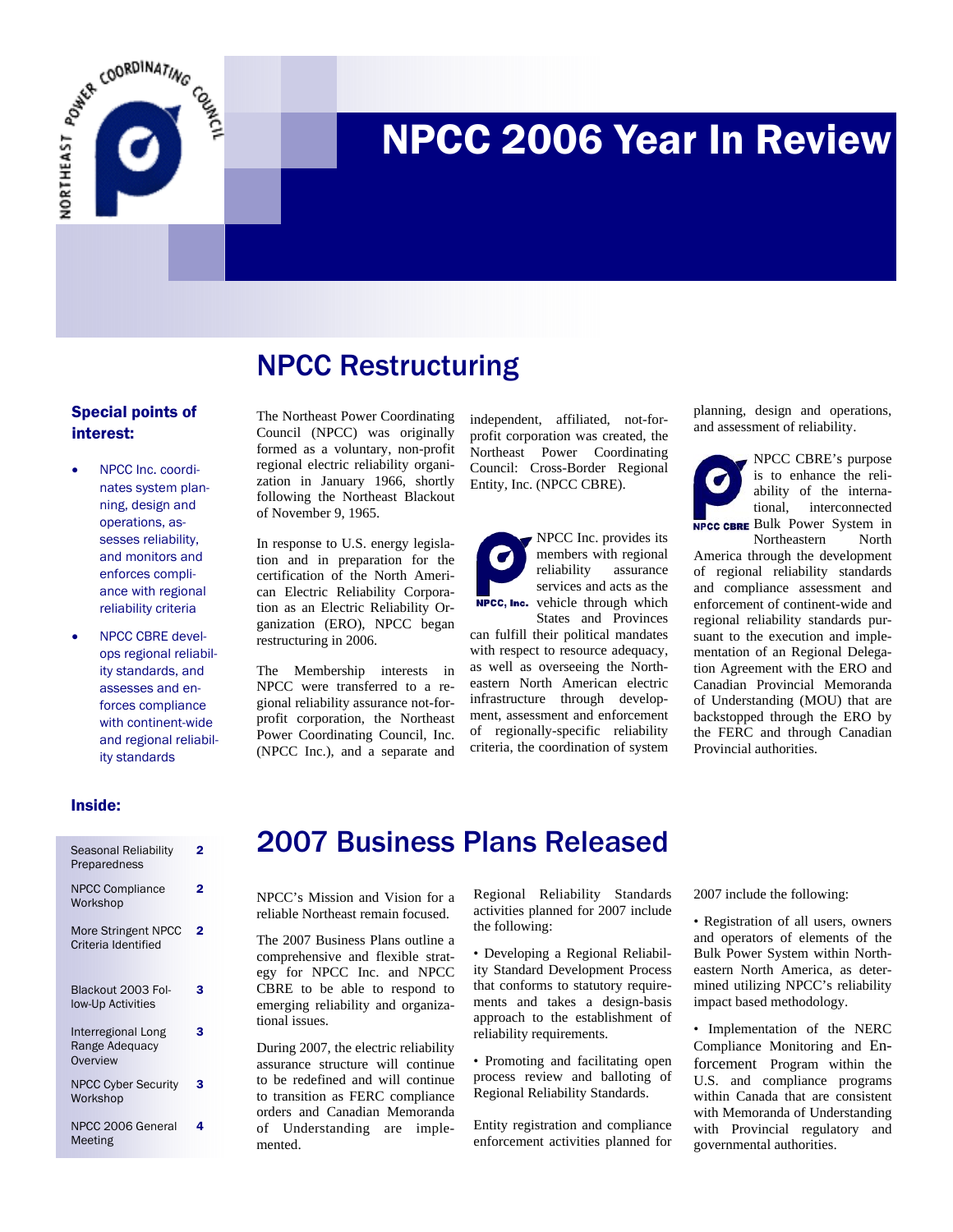# NPCC 2006 Year In Review

### Special points of interest:

- NPCC Inc. coordinates system planning, design and operations, assesses reliability, and monitors and enforces compliance with regional reliability criteria
- NPCC CBRE develops regional reliability standards, and assesses and enforces compliance with continent-wide and regional reliability standards

### Inside:

| | |
|---|---|
| Seasonal Reliability Preparedness | 2 |
| NPCC Compliance Workshop | 2 |
| More Stringent NPCC Criteria Identified | 2 |
| Blackout 2003 Follow-Up Activities | 3 |
| Interregional Long Range Adequacy Overview | 3 |
| NPCC Cyber Security Workshop | 3 |
| NPCC 2006 General Meeting | 4 |

## NPCC Restructuring

The Northeast Power Coordinating Council (NPCC) was originally formed as a voluntary, non-profit regional electric reliability organization in January 1966, shortly following the Northeast Blackout of November 9, 1965.

In response to U.S. energy legislation and in preparation for the certification of the North American Electric Reliability Corporation as an Electric Reliability Organization (ERO), NPCC began restructuring in 2006.

The Membership interests in NPCC were transferred to a regional reliability assurance not-for-profit corporation, the Northeast Power Coordinating Council, Inc. (NPCC Inc.), and a separate and independent, affiliated, not-for-profit corporation was created, the Northeast Power Coordinating Council: Cross-Border Regional Entity, Inc. (NPCC CBRE).

NPCC, Inc.

NPCC Inc. provides its members with regional reliability assurance services and acts as the vehicle through which States and Provinces can fulfill their political mandates with respect to resource adequacy, as well as overseeing the Northeastern North American electric infrastructure through development, assessment and enforcement of regionally-specific reliability criteria, the coordination of system planning, design and operations, and assessment of reliability.

NPCC CBRE

NPCC CBRE's purpose is to enhance the reliability of the international, interconnected Bulk Power System in Northeastern North America through the development of regional reliability standards and compliance assessment and enforcement of continent-wide and regional reliability standards pursuant to the execution and implementation of an Regional Delegation Agreement with the ERO and Canadian Provincial Memoranda of Understanding (MOU) that are backstopped through the ERO by the FERC and through Canadian Provincial authorities.

## 2007 Business Plans Released

NPCC's Mission and Vision for a reliable Northeast remain focused.

The 2007 Business Plans outline a comprehensive and flexible strategy for NPCC Inc. and NPCC CBRE to be able to respond to emerging reliability and organizational issues.

During 2007, the electric reliability assurance structure will continue to be redefined and will continue to transition as FERC compliance orders and Canadian Memoranda of Understanding are implemented.

Regional Reliability Standards activities planned for 2007 include the following:

• Developing a Regional Reliability Standard Development Process that conforms to statutory requirements and takes a design-basis approach to the establishment of reliability requirements.

• Promoting and facilitating open process review and balloting of Regional Reliability Standards.

Entity registration and compliance enforcement activities planned for 2007 include the following:

• Registration of all users, owners and operators of elements of the Bulk Power System within Northeastern North America, as determined utilizing NPCC's reliability impact based methodology.

• Implementation of the NERC Compliance Monitoring and Enforcement Program within the U.S. and compliance programs within Canada that are consistent with Memoranda of Understanding with Provincial regulatory and governmental authorities.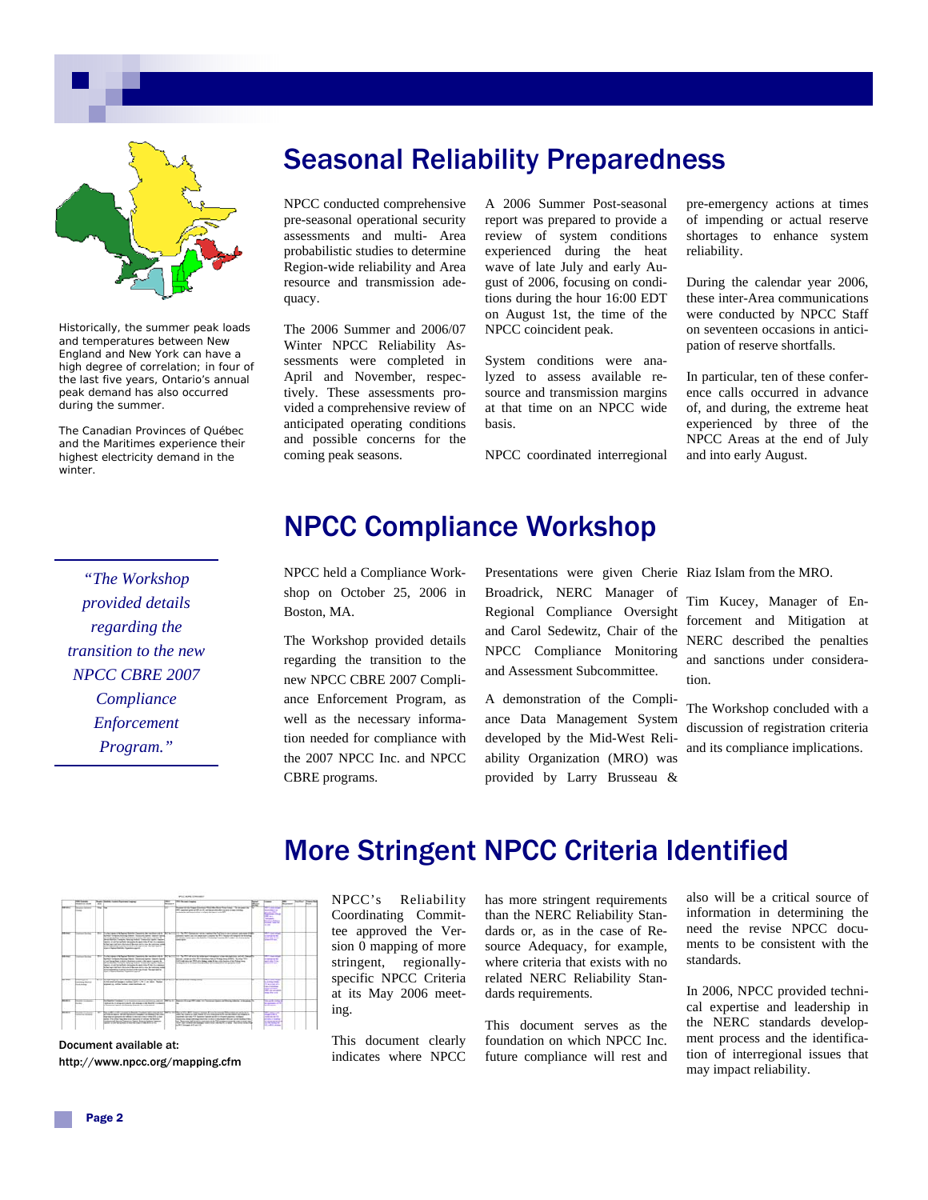Historically, the summer peak loads and temperatures between New England and New York can have a high degree of correlation; in four of the last five years, Ontario's annual peak demand has also occurred during the summer.

The Canadian Provinces of Québec and the Maritimes experience their highest electricity demand in the winter.

# Seasonal Reliability Preparedness

NPCC conducted comprehensive pre-seasonal operational security assessments and multi- Area probabilistic studies to determine Region-wide reliability and Area resource and transmission adequacy.

The 2006 Summer and 2006/07 Winter NPCC Reliability Assessments were completed in April and November, respectively. These assessments provided a comprehensive review of anticipated operating conditions and possible concerns for the coming peak seasons.

A 2006 Summer Post-seasonal report was prepared to provide a review of system conditions experienced during the heat wave of late July and early August of 2006, focusing on conditions during the hour 16:00 EDT on August 1st, the time of the NPCC coincident peak.

System conditions were analyzed to assess available resource and transmission margins at that time on an NPCC wide basis.

NPCC coordinated interregional pre-emergency actions at times of impending or actual reserve shortages to enhance system reliability.

During the calendar year 2006, these inter-Area communications were conducted by NPCC Staff on seventeen occasions in anticipation of reserve shortfalls.

In particular, ten of these conference calls occurred in advance of, and during, the extreme heat experienced by three of the NPCC Areas at the end of July and into early August.

# NPCC Compliance Workshop

*"The Workshop provided details regarding the transition to the new NPCC CBRE 2007 Compliance Enforcement Program."*

NPCC held a Compliance Workshop on October 25, 2006 in Boston, MA.

The Workshop provided details regarding the transition to the new NPCC CBRE 2007 Compliance Enforcement Program, as well as the necessary information needed for compliance with the 2007 NPCC Inc. and NPCC CBRE programs.

Presentations were given Cherie Broadrick, NERC Manager of Regional Compliance Oversight and Carol Sedewitz, Chair of the NPCC Compliance Monitoring and Assessment Subcommittee.

A demonstration of the Compliance Data Management System developed by the Mid-West Reliability Organization (MRO) was provided by Larry Brusseau & Riaz Islam from the MRO.

Tim Kucey, Manager of Enforcement and Mitigation at NERC described the penalties and sanctions under consideration.

The Workshop concluded with a discussion of registration criteria and its compliance implications.

# More Stringent NPCC Criteria Identified

Document available at:
http://www.npcc.org/mapping.cfm

NPCC's Reliability Coordinating Committee approved the Version 0 mapping of more stringent, regionally-specific NPCC Criteria at its May 2006 meeting.

This document clearly indicates where NPCC has more stringent requirements than the NERC Reliability Standards or, as in the case of Resource Adequacy, for example, where criteria that exists with no related NERC Reliability Standards requirements.

This document serves as the foundation on which NPCC Inc. future compliance will rest and also will be a critical source of information in determining the need the revise NPCC documents to be consistent with the standards.

In 2006, NPCC provided technical expertise and leadership in the NERC standards development process and the identification of interregional issues that may impact reliability.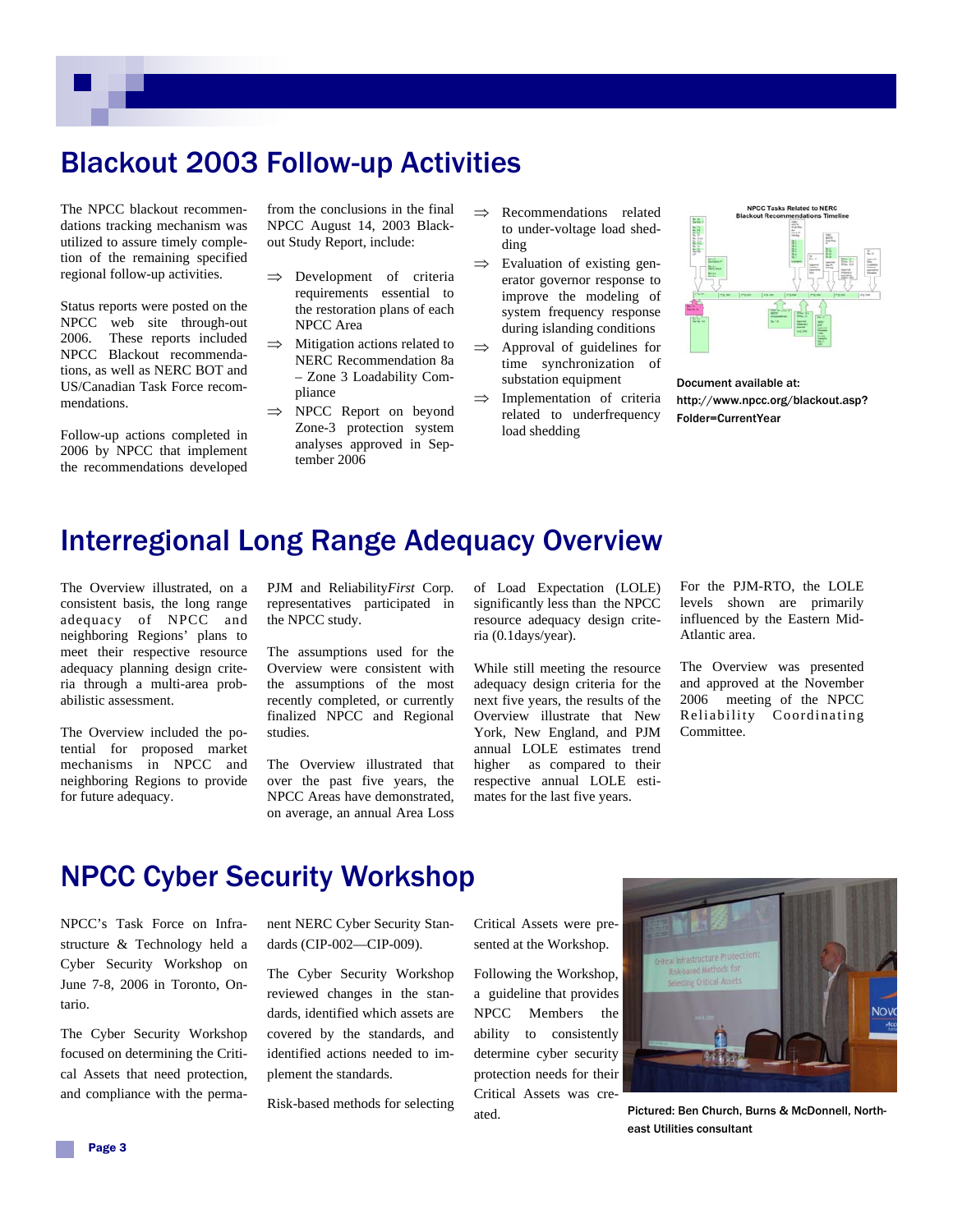## Blackout 2003 Follow-up Activities

The NPCC blackout recommendations tracking mechanism was utilized to assure timely completion of the remaining specified regional follow-up activities.

Status reports were posted on the NPCC web site through-out 2006. These reports included NPCC Blackout recommendations, as well as NERC BOT and US/Canadian Task Force recommendations.

Follow-up actions completed in 2006 by NPCC that implement the recommendations developed from the conclusions in the final NPCC August 14, 2003 Blackout Study Report, include:

- ⇒ Development of criteria requirements essential to the restoration plans of each NPCC Area
- ⇒ Mitigation actions related to NERC Recommendation 8a – Zone 3 Loadability Compliance
- ⇒ NPCC Report on beyond Zone-3 protection system analyses approved in September 2006
- ⇒ Recommendations related to under-voltage load shedding
- ⇒ Evaluation of existing generator governor response to improve the modeling of system frequency response during islanding conditions
- ⇒ Approval of guidelines for time synchronization of substation equipment
- ⇒ Implementation of criteria related to underfrequency load shedding

Document available at: http://www.npcc.org/blackout.asp?Folder=CurrentYear

## Interregional Long Range Adequacy Overview

The Overview illustrated, on a consistent basis, the long range adequacy of NPCC and neighboring Regions' plans to meet their respective resource adequacy planning design criteria through a multi-area probabilistic assessment.

The Overview included the potential for proposed market mechanisms in NPCC and neighboring Regions to provide for future adequacy.

PJM and Reliability*First* Corp. representatives participated in the NPCC study.

The assumptions used for the Overview were consistent with the assumptions of the most recently completed, or currently finalized NPCC and Regional studies.

The Overview illustrated that over the past five years, the NPCC Areas have demonstrated, on average, an annual Area Loss of Load Expectation (LOLE) significantly less than the NPCC resource adequacy design criteria (0.1days/year).

While still meeting the resource adequacy design criteria for the next five years, the results of the Overview illustrate that New York, New England, and PJM annual LOLE estimates trend higher as compared to their respective annual LOLE estimates for the last five years.

For the PJM-RTO, the LOLE levels shown are primarily influenced by the Eastern Mid-Atlantic area.

The Overview was presented and approved at the November 2006 meeting of the NPCC Reliability Coordinating Committee.

## NPCC Cyber Security Workshop

NPCC's Task Force on Infrastructure & Technology held a Cyber Security Workshop on June 7-8, 2006 in Toronto, Ontario.

The Cyber Security Workshop focused on determining the Critical Assets that need protection, and compliance with the permanent NERC Cyber Security Standards (CIP-002—CIP-009).

The Cyber Security Workshop reviewed changes in the standards, identified which assets are covered by the standards, and identified actions needed to implement the standards.

Risk-based methods for selecting Critical Assets were presented at the Workshop.

Following the Workshop, a guideline that provides NPCC Members the ability to consistently determine cyber security protection needs for their Critical Assets was created.

Pictured: Ben Church, Burns & McDonnell, Northeast Utilities consultant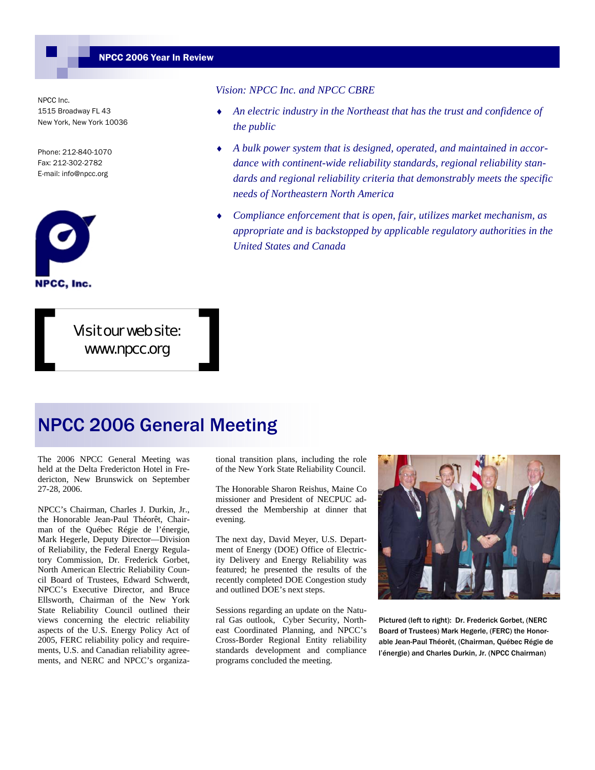NPCC Inc.
1515 Broadway FL 43
New York, New York 10036

Phone: 212-840-1070
Fax: 212-302-2782
E-mail: info@npcc.org

NPCC, Inc.

Visit our web site:
www.npcc.org

*Vision: NPCC Inc. and NPCC CBRE*

- *An electric industry in the Northeast that has the trust and confidence of the public*
- *A bulk power system that is designed, operated, and maintained in accordance with continent-wide reliability standards, regional reliability standards and regional reliability criteria that demonstrably meets the specific needs of Northeastern North America*
- *Compliance enforcement that is open, fair, utilizes market mechanism, as appropriate and is backstopped by applicable regulatory authorities in the United States and Canada*

# NPCC 2006 General Meeting

The 2006 NPCC General Meeting was held at the Delta Fredericton Hotel in Fredericton, New Brunswick on September 27-28, 2006.

NPCC's Chairman, Charles J. Durkin, Jr., the Honorable Jean-Paul Théorêt, Chairman of the Québec Régie de l'énergie, Mark Hegerle, Deputy Director—Division of Reliability, the Federal Energy Regulatory Commission, Dr. Frederick Gorbet, North American Electric Reliability Council Board of Trustees, Edward Schwerdt, NPCC's Executive Director, and Bruce Ellsworth, Chairman of the New York State Reliability Council outlined their views concerning the electric reliability aspects of the U.S. Energy Policy Act of 2005, FERC reliability policy and requirements, U.S. and Canadian reliability agreements, and NERC and NPCC's organizational transition plans, including the role of the New York State Reliability Council.

The Honorable Sharon Reishus, Maine Commissioner and President of NECPUC addressed the Membership at dinner that evening.

The next day, David Meyer, U.S. Department of Energy (DOE) Office of Electricity Delivery and Energy Reliability was featured; he presented the results of the recently completed DOE Congestion study and outlined DOE's next steps.

Sessions regarding an update on the Natural Gas outlook, Cyber Security, Northeast Coordinated Planning, and NPCC's Cross-Border Regional Entity reliability standards development and compliance programs concluded the meeting.

Pictured (left to right): Dr. Frederick Gorbet, (NERC Board of Trustees) Mark Hegerle, (FERC) the Honorable Jean-Paul Théorêt, (Chairman, Québec Régie de l'énergie) and Charles Durkin, Jr. (NPCC Chairman)